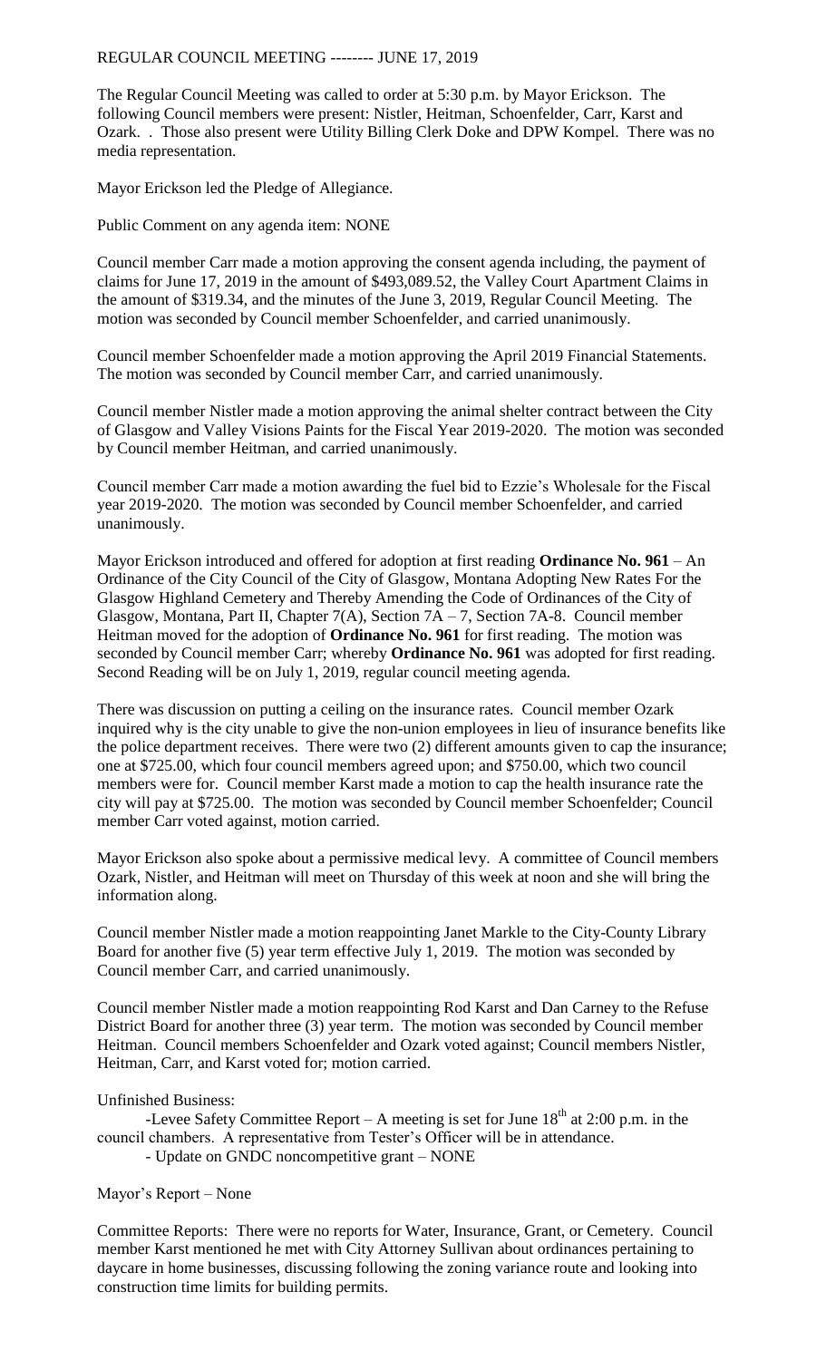REGULAR COUNCIL MEETING -------- JUNE 17, 2019

The Regular Council Meeting was called to order at 5:30 p.m. by Mayor Erickson. The following Council members were present: Nistler, Heitman, Schoenfelder, Carr, Karst and Ozark. . Those also present were Utility Billing Clerk Doke and DPW Kompel. There was no media representation.

Mayor Erickson led the Pledge of Allegiance.

Public Comment on any agenda item: NONE

Council member Carr made a motion approving the consent agenda including, the payment of claims for June 17, 2019 in the amount of $493,089.52, the Valley Court Apartment Claims in the amount of $319.34, and the minutes of the June 3, 2019, Regular Council Meeting. The motion was seconded by Council member Schoenfelder, and carried unanimously.

Council member Schoenfelder made a motion approving the April 2019 Financial Statements. The motion was seconded by Council member Carr, and carried unanimously.

Council member Nistler made a motion approving the animal shelter contract between the City of Glasgow and Valley Visions Paints for the Fiscal Year 2019-2020. The motion was seconded by Council member Heitman, and carried unanimously.

Council member Carr made a motion awarding the fuel bid to Ezzie's Wholesale for the Fiscal year 2019-2020. The motion was seconded by Council member Schoenfelder, and carried unanimously.

Mayor Erickson introduced and offered for adoption at first reading **Ordinance No. 961** – An Ordinance of the City Council of the City of Glasgow, Montana Adopting New Rates For the Glasgow Highland Cemetery and Thereby Amending the Code of Ordinances of the City of Glasgow, Montana, Part II, Chapter 7(A), Section 7A – 7, Section 7A-8. Council member Heitman moved for the adoption of **Ordinance No. 961** for first reading. The motion was seconded by Council member Carr; whereby **Ordinance No. 961** was adopted for first reading. Second Reading will be on July 1, 2019, regular council meeting agenda.

There was discussion on putting a ceiling on the insurance rates. Council member Ozark inquired why is the city unable to give the non-union employees in lieu of insurance benefits like the police department receives. There were two (2) different amounts given to cap the insurance; one at $725.00, which four council members agreed upon; and $750.00, which two council members were for. Council member Karst made a motion to cap the health insurance rate the city will pay at $725.00. The motion was seconded by Council member Schoenfelder; Council member Carr voted against, motion carried.

Mayor Erickson also spoke about a permissive medical levy. A committee of Council members Ozark, Nistler, and Heitman will meet on Thursday of this week at noon and she will bring the information along.

Council member Nistler made a motion reappointing Janet Markle to the City-County Library Board for another five (5) year term effective July 1, 2019. The motion was seconded by Council member Carr, and carried unanimously.

Council member Nistler made a motion reappointing Rod Karst and Dan Carney to the Refuse District Board for another three (3) year term. The motion was seconded by Council member Heitman. Council members Schoenfelder and Ozark voted against; Council members Nistler, Heitman, Carr, and Karst voted for; motion carried.

Unfinished Business:

- Levee Safety Committee Report – A meeting is set for June 18th at 2:00 p.m. in the council chambers. A representative from Tester's Officer will be in attendance.
- Update on GNDC noncompetitive grant – NONE

Mayor's Report – None

Committee Reports: There were no reports for Water, Insurance, Grant, or Cemetery. Council member Karst mentioned he met with City Attorney Sullivan about ordinances pertaining to daycare in home businesses, discussing following the zoning variance route and looking into construction time limits for building permits.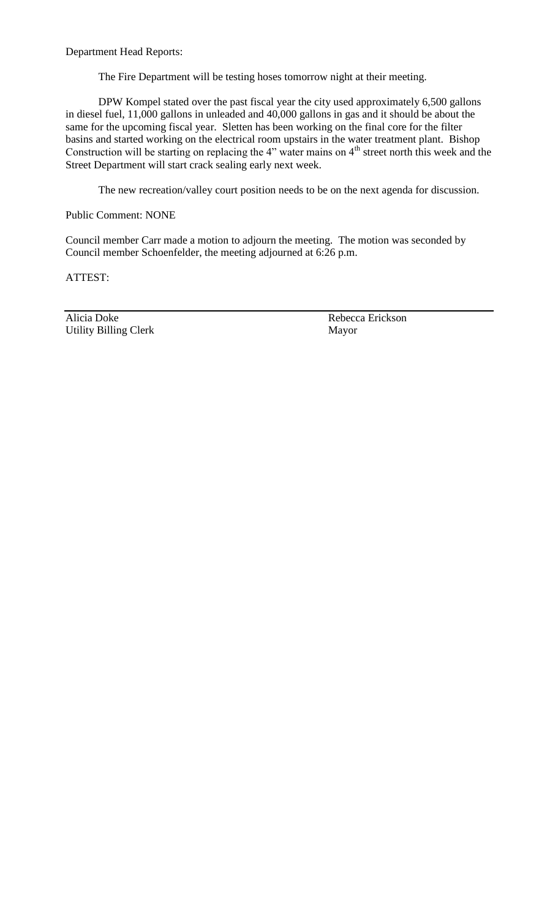Department Head Reports:

The Fire Department will be testing hoses tomorrow night at their meeting.

DPW Kompel stated over the past fiscal year the city used approximately 6,500 gallons in diesel fuel, 11,000 gallons in unleaded and 40,000 gallons in gas and it should be about the same for the upcoming fiscal year. Sletten has been working on the final core for the filter basins and started working on the electrical room upstairs in the water treatment plant. Bishop Construction will be starting on replacing the 4" water mains on 4th street north this week and the Street Department will start crack sealing early next week.

The new recreation/valley court position needs to be on the next agenda for discussion.

Public Comment: NONE

Council member Carr made a motion to adjourn the meeting. The motion was seconded by Council member Schoenfelder, the meeting adjourned at 6:26 p.m.

ATTEST:

Alicia Doke
Utility Billing Clerk

Rebecca Erickson
Mayor